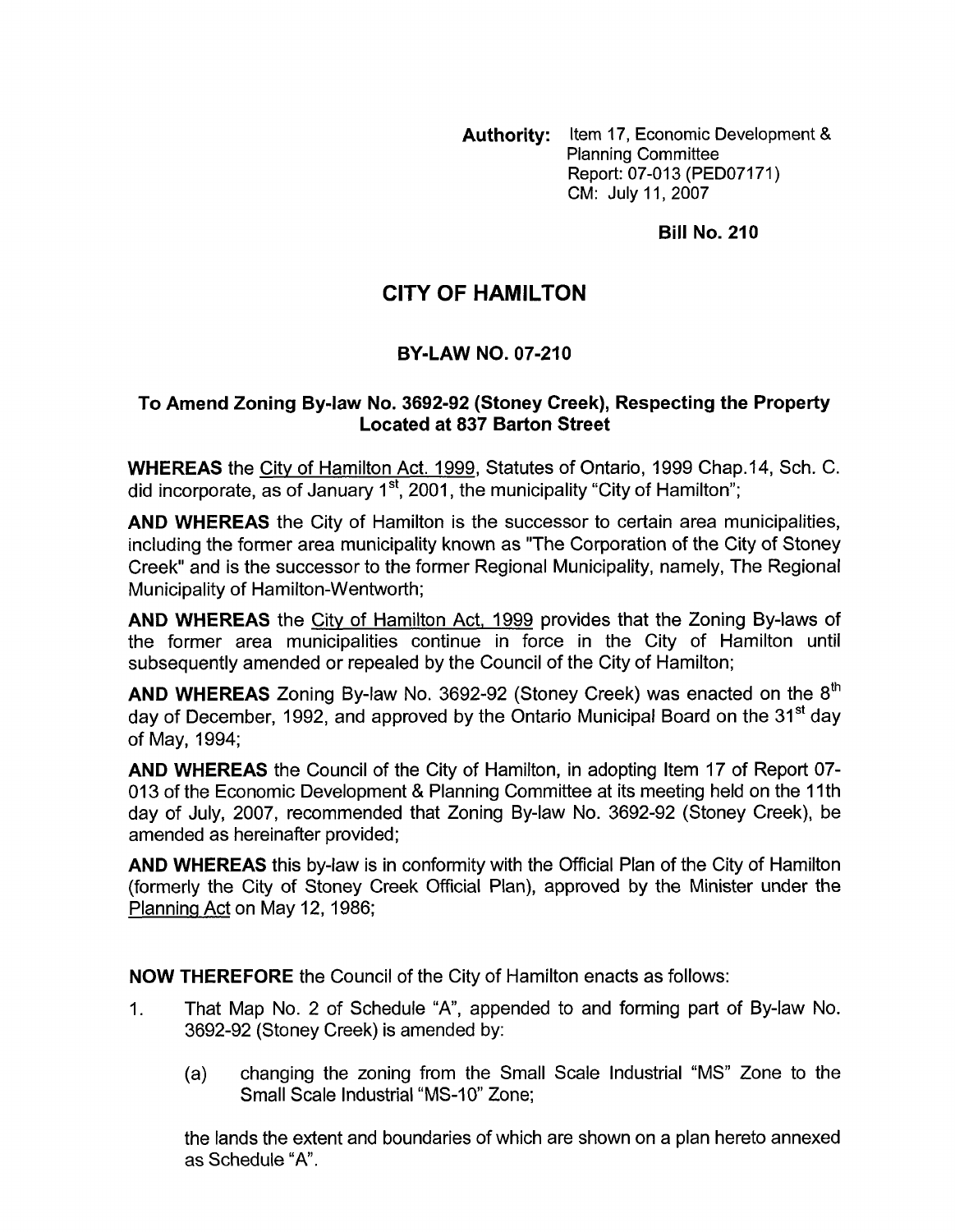**Authority:** Item 17, Economic Development & Planning Committee
Report: 07-013 (PED07171)
CM: July 11, 2007

**Bill No. 210**

# CITY OF HAMILTON

## BY-LAW NO. 07-210

### To Amend Zoning By-law No. 3692-92 (Stoney Creek), Respecting the Property Located at 837 Barton Street

**WHEREAS** the City of Hamilton Act. 1999, Statutes of Ontario, 1999 Chap.14, Sch. C. did incorporate, as of January 1st, 2001, the municipality "City of Hamilton";

**AND WHEREAS** the City of Hamilton is the successor to certain area municipalities, including the former area municipality known as "The Corporation of the City of Stoney Creek" and is the successor to the former Regional Municipality, namely, The Regional Municipality of Hamilton-Wentworth;

**AND WHEREAS** the City of Hamilton Act, 1999 provides that the Zoning By-laws of the former area municipalities continue in force in the City of Hamilton until subsequently amended or repealed by the Council of the City of Hamilton;

**AND WHEREAS** Zoning By-law No. 3692-92 (Stoney Creek) was enacted on the 8th day of December, 1992, and approved by the Ontario Municipal Board on the 31st day of May, 1994;

**AND WHEREAS** the Council of the City of Hamilton, in adopting Item 17 of Report 07-013 of the Economic Development & Planning Committee at its meeting held on the 11th day of July, 2007, recommended that Zoning By-law No. 3692-92 (Stoney Creek), be amended as hereinafter provided;

**AND WHEREAS** this by-law is in conformity with the Official Plan of the City of Hamilton (formerly the City of Stoney Creek Official Plan), approved by the Minister under the Planning Act on May 12, 1986;

**NOW THEREFORE** the Council of the City of Hamilton enacts as follows:

1. That Map No. 2 of Schedule "A", appended to and forming part of By-law No. 3692-92 (Stoney Creek) is amended by:

   (a) changing the zoning from the Small Scale Industrial "MS" Zone to the Small Scale Industrial "MS-10" Zone;

   the lands the extent and boundaries of which are shown on a plan hereto annexed as Schedule "A".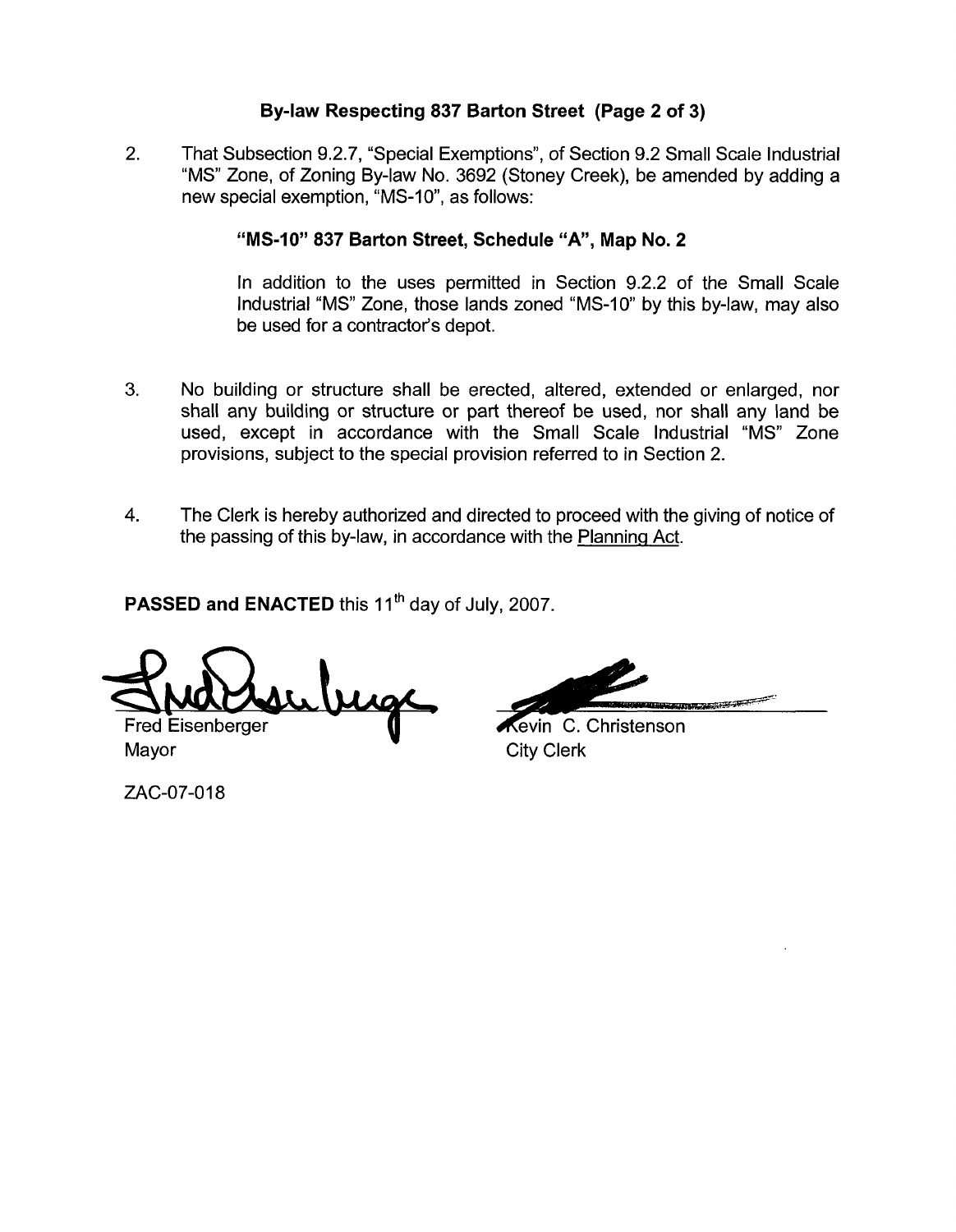## By-law Respecting 837 Barton Street (Page 2 of 3)

2. That Subsection 9.2.7, "Special Exemptions", of Section 9.2 Small Scale Industrial "MS" Zone, of Zoning By-law No. 3692 (Stoney Creek), be amended by adding a new special exemption, "MS-10", as follows:

   **"MS-10" 837 Barton Street, Schedule "A", Map No. 2**

   In addition to the uses permitted in Section 9.2.2 of the Small Scale Industrial "MS" Zone, those lands zoned "MS-10" by this by-law, may also be used for a contractor's depot.

3. No building or structure shall be erected, altered, extended or enlarged, nor shall any building or structure or part thereof be used, nor shall any land be used, except in accordance with the Small Scale Industrial "MS" Zone provisions, subject to the special provision referred to in Section 2.

4. The Clerk is hereby authorized and directed to proceed with the giving of notice of the passing of this by-law, in accordance with the Planning Act.

**PASSED and ENACTED** this 11th day of July, 2007.

Fred Eisenberger
Mayor

Kevin C. Christenson
City Clerk

ZAC-07-018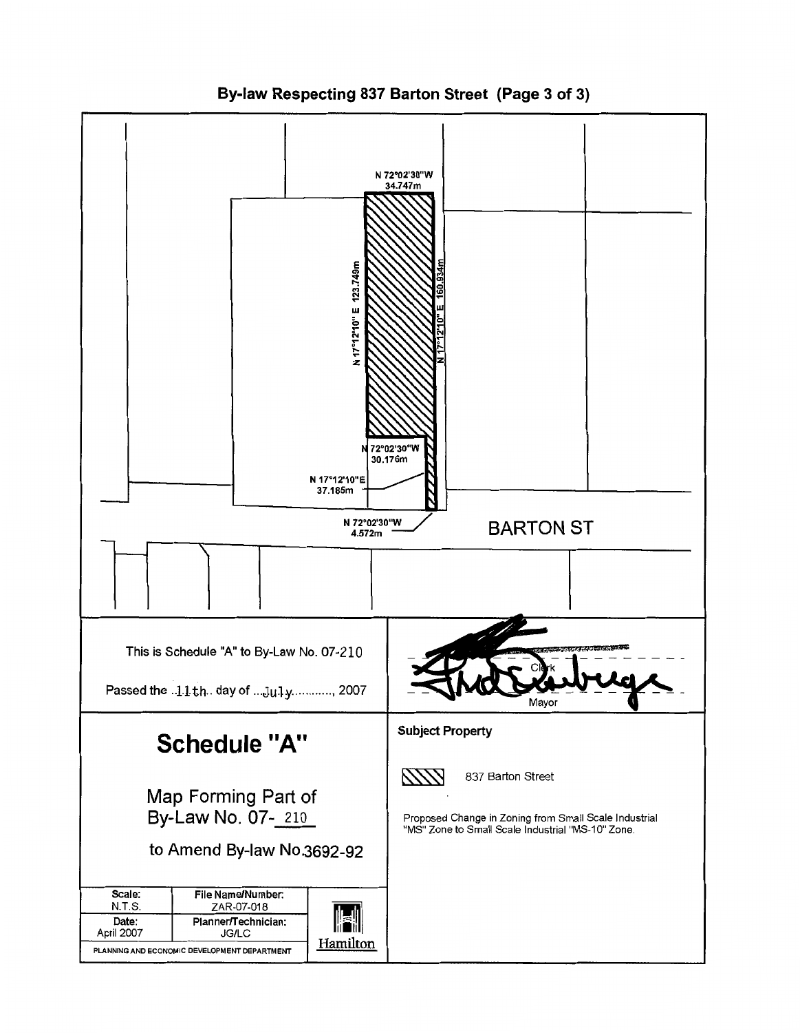## By-law Respecting 837 Barton Street (Page 3 of 3)

N 72°02'30"W
34.747m

N 17°12'10" E 123.749m

N 17°12'10" E 160.934m

N 72°02'30"W
30.176m

N 17°12'10"E
37.185m

N 72°02'30"W
4.572m

BARTON ST

This is Schedule "A" to By-Law No. 07-210

Passed the ..11th.. day of ...July..........., 2007

Clerk

Mayor

# Schedule "A"

Map Forming Part of
By-Law No. 07-210

to Amend By-law No.3692-92

| Scale: | File Name/Number: |
|---|---|
| N.T.S. | ZAR-07-018 |
| Date: | Planner/Technician: |
| April 2007 | JG/LC |

PLANNING AND ECONOMIC DEVELOPMENT DEPARTMENT

Hamilton

**Subject Property**

837 Barton Street

Proposed Change in Zoning from Small Scale Industrial "MS" Zone to Small Scale Industrial "MS-10" Zone.